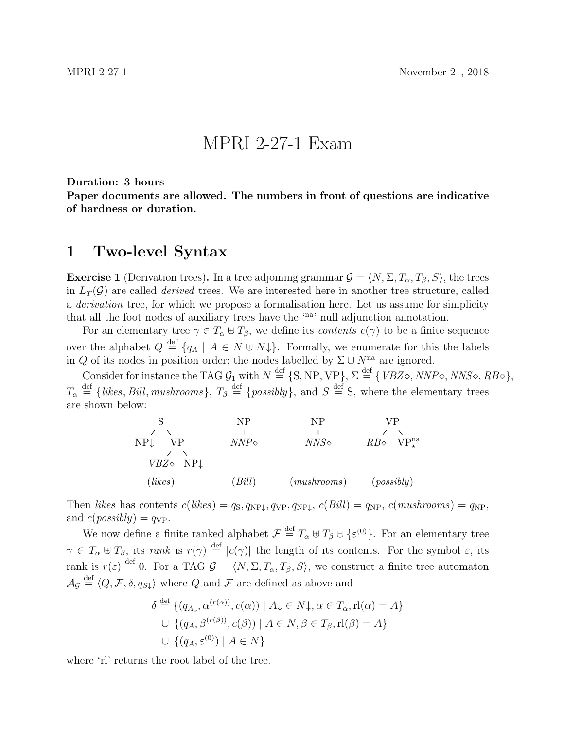# MPRI 2-27-1 Exam

**Duration: 3 hours**
**Paper documents are allowed. The numbers in front of questions are indicative of hardness or duration.**

## 1 Two-level Syntax

**Exercise 1** (Derivation trees)**.** In a tree adjoining grammar $\mathcal{G} = \langle N, \Sigma, T_\alpha, T_\beta, S\rangle$, the trees in $L_T(\mathcal{G})$ are called *derived* trees. We are interested here in another tree structure, called a *derivation* tree, for which we propose a formalisation here. Let us assume for simplicity that all the foot nodes of auxiliary trees have the '$^{\text{na}}$' null adjunction annotation.

For an elementary tree $\gamma \in T_\alpha \uplus T_\beta$, we define its *contents* $c(\gamma)$ to be a finite sequence over the alphabet $Q \stackrel{\text{def}}{=} \{q_A \mid A \in N \uplus N{\downarrow}\}$. Formally, we enumerate for this the labels in $Q$ of its nodes in position order; the nodes labelled by $\Sigma \cup N^{\text{na}}$ are ignored.

Consider for instance the TAG $\mathcal{G}_1$ with $N \stackrel{\text{def}}{=} \{\text{S}, \text{NP}, \text{VP}\}$, $\Sigma \stackrel{\text{def}}{=} \{\mathit{VBZ}\diamond, \mathit{NNP}\diamond, \mathit{NNS}\diamond, \mathit{RB}\diamond\}$, $T_\alpha \stackrel{\text{def}}{=} \{\mathit{likes}, \mathit{Bill}, \mathit{mushrooms}\}$, $T_\beta \stackrel{\text{def}}{=} \{\mathit{possibly}\}$, and $S \stackrel{\text{def}}{=} \text{S}$, where the elementary trees are shown below:

```
      S               NP           NP            VP
     / \              |            |            /  \
  NP↓   VP          NNP◇         NNS◇        RB◇   VP*^na
       /  \
    VBZ◇   NP↓

   (likes)          (Bill)     (mushrooms)    (possibly)
```

Then *likes* has contents $c(\mathit{likes}) = q_{\text{S}}, q_{\text{NP}\downarrow}, q_{\text{VP}}, q_{\text{NP}\downarrow}$, $c(\mathit{Bill}) = q_{\text{NP}}$, $c(\mathit{mushrooms}) = q_{\text{NP}}$, and $c(\mathit{possibly}) = q_{\text{VP}}$.

We now define a finite ranked alphabet $\mathcal{F} \stackrel{\text{def}}{=} T_\alpha \uplus T_\beta \uplus \{\varepsilon^{(0)}\}$. For an elementary tree $\gamma \in T_\alpha \uplus T_\beta$, its *rank* is $r(\gamma) \stackrel{\text{def}}{=} |c(\gamma)|$ the length of its contents. For the symbol $\varepsilon$, its rank is $r(\varepsilon) \stackrel{\text{def}}{=} 0$. For a TAG $\mathcal{G} = \langle N, \Sigma, T_\alpha, T_\beta, S\rangle$, we construct a finite tree automaton $\mathcal{A}_\mathcal{G} \stackrel{\text{def}}{=} \langle Q, \mathcal{F}, \delta, q_{S\downarrow}\rangle$ where $Q$ and $\mathcal{F}$ are defined as above and

$$
\begin{aligned}
\delta \stackrel{\text{def}}{=} & \{(q_{A\downarrow}, \alpha^{(r(\alpha))}, c(\alpha)) \mid A{\downarrow} \in N{\downarrow}, \alpha \in T_\alpha, \mathrm{rl}(\alpha) = A\} \\
\cup\ & \{(q_A, \beta^{(r(\beta))}, c(\beta)) \mid A \in N, \beta \in T_\beta, \mathrm{rl}(\beta) = A\} \\
\cup\ & \{(q_A, \varepsilon^{(0)}) \mid A \in N\}
\end{aligned}
$$

where 'rl' returns the root label of the tree.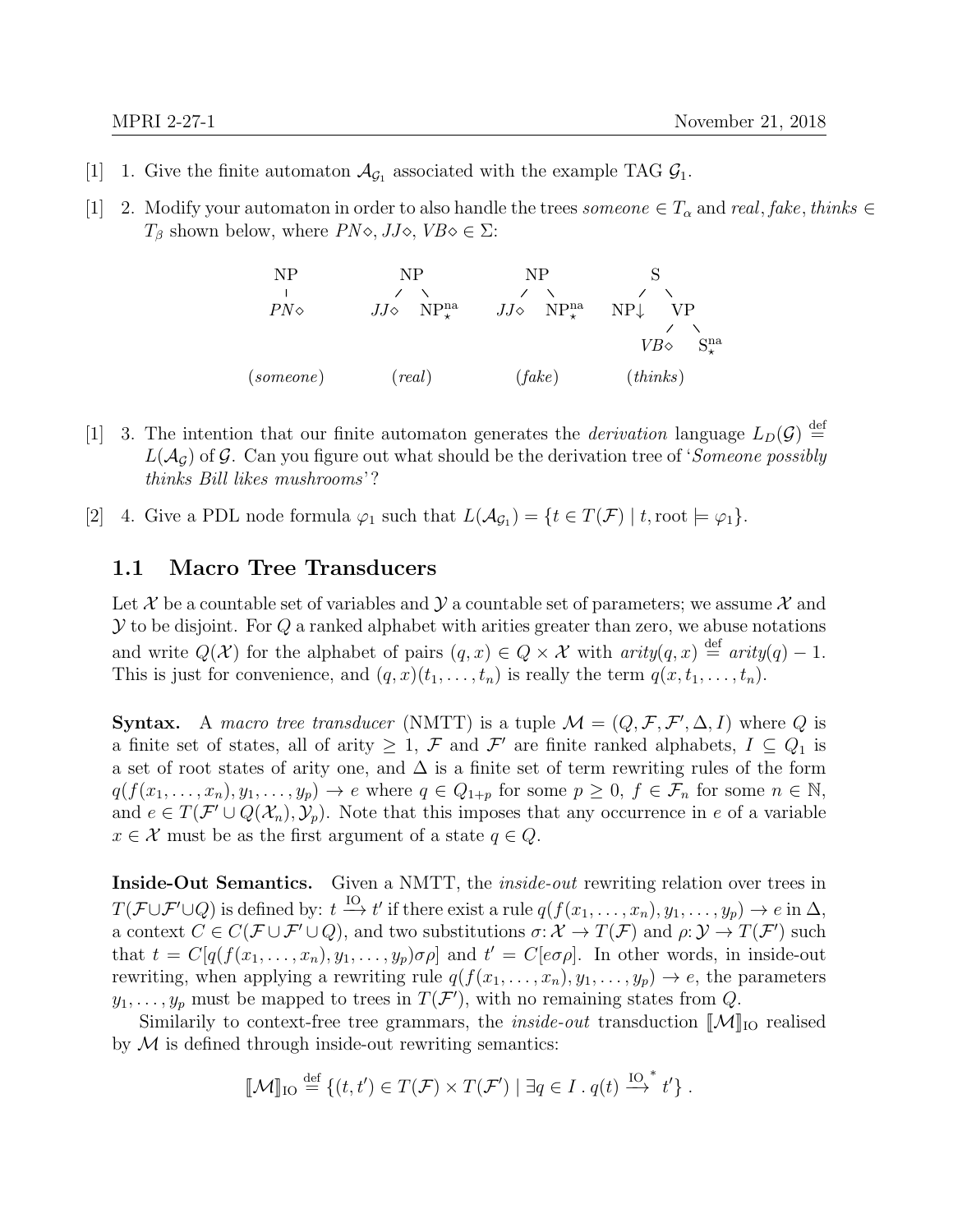[1] 1. Give the finite automaton $\mathcal{A}_{\mathcal{G}_1}$ associated with the example TAG $\mathcal{G}_1$.

[1] 2. Modify your automaton in order to also handle the trees *someone* $\in T_\alpha$ and *real*, *fake*, *thinks* $\in T_\beta$ shown below, where $PN\diamond, JJ\diamond, VB\diamond \in \Sigma$:

```
  NP              NP                NP                 S
  |              /  \              /  \              /   \
 PN◇          JJ◇   NP*^na      JJ◇   NP*^na      NP↓     VP
                                                        /   \
                                                     VB◇    S*^na

(someone)       (real)            (fake)           (thinks)
```

[1] 3. The intention that our finite automaton generates the *derivation* language $L_D(\mathcal{G}) \stackrel{\text{def}}{=} L(\mathcal{A}_\mathcal{G})$ of $\mathcal{G}$. Can you figure out what should be the derivation tree of '*Someone possibly thinks Bill likes mushrooms*'?

[2] 4. Give a PDL node formula $\varphi_1$ such that $L(\mathcal{A}_{\mathcal{G}_1}) = \{t \in T(\mathcal{F}) \mid t, \text{root} \models \varphi_1\}$.

## 1.1 Macro Tree Transducers

Let $\mathcal{X}$ be a countable set of variables and $\mathcal{Y}$ a countable set of parameters; we assume $\mathcal{X}$ and $\mathcal{Y}$ to be disjoint. For $Q$ a ranked alphabet with arities greater than zero, we abuse notations and write $Q(\mathcal{X})$ for the alphabet of pairs $(q, x) \in Q \times \mathcal{X}$ with $\mathit{arity}(q, x) \stackrel{\text{def}}{=} \mathit{arity}(q) - 1$. This is just for convenience, and $(q, x)(t_1, \ldots, t_n)$ is really the term $q(x, t_1, \ldots, t_n)$.

**Syntax.** A *macro tree transducer* (NMTT) is a tuple $\mathcal{M} = (Q, \mathcal{F}, \mathcal{F}', \Delta, I)$ where $Q$ is a finite set of states, all of arity $\geq 1$, $\mathcal{F}$ and $\mathcal{F}'$ are finite ranked alphabets, $I \subseteq Q_1$ is a set of root states of arity one, and $\Delta$ is a finite set of term rewriting rules of the form $q(f(x_1, \ldots, x_n), y_1, \ldots, y_p) \to e$ where $q \in Q_{1+p}$ for some $p \geq 0$, $f \in \mathcal{F}_n$ for some $n \in \mathbb{N}$, and $e \in T(\mathcal{F}' \cup Q(\mathcal{X}_n), \mathcal{Y}_p)$. Note that this imposes that any occurrence in $e$ of a variable $x \in \mathcal{X}$ must be as the first argument of a state $q \in Q$.

**Inside-Out Semantics.** Given a NMTT, the *inside-out* rewriting relation over trees in $T(\mathcal{F} \cup \mathcal{F}' \cup Q)$ is defined by: $t \xrightarrow{\text{IO}} t'$ if there exist a rule $q(f(x_1, \ldots, x_n), y_1, \ldots, y_p) \to e$ in $\Delta$, a context $C \in C(\mathcal{F} \cup \mathcal{F}' \cup Q)$, and two substitutions $\sigma \colon \mathcal{X} \to T(\mathcal{F})$ and $\rho \colon \mathcal{Y} \to T(\mathcal{F}')$ such that $t = C[q(f(x_1, \ldots, x_n), y_1, \ldots, y_p)\sigma\rho]$ and $t' = C[e\sigma\rho]$. In other words, in inside-out rewriting, when applying a rewriting rule $q(f(x_1, \ldots, x_n), y_1, \ldots, y_p) \to e$, the parameters $y_1, \ldots, y_p$ must be mapped to trees in $T(\mathcal{F}')$, with no remaining states from $Q$.

Similarly to context-free tree grammars, the *inside-out* transduction $[\![\mathcal{M}]\!]_{\text{IO}}$ realised by $\mathcal{M}$ is defined through inside-out rewriting semantics:

$$[\![\mathcal{M}]\!]_{\text{IO}} \stackrel{\text{def}}{=} \{(t, t') \in T(\mathcal{F}) \times T(\mathcal{F}') \mid \exists q \in I \,.\, q(t) \xrightarrow{\text{IO}}{}^{*} t'\} \,.$$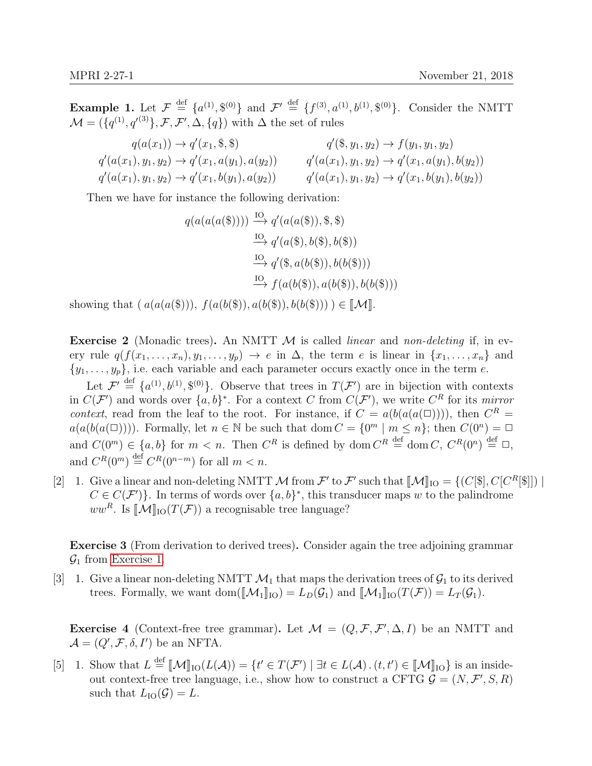**Example 1.** Let $\mathcal{F} \overset{\text{def}}{=} \{a^{(1)}, \$^{(0)}\}$ and $\mathcal{F}' \overset{\text{def}}{=} \{f^{(3)}, a^{(1)}, b^{(1)}, \$^{(0)}\}$. Consider the NMTT $\mathcal{M} = (\{q^{(1)}, q'^{(3)}\}, \mathcal{F}, \mathcal{F}', \Delta, \{q\})$ with $\Delta$ the set of rules

$$
\begin{aligned}
q(a(x_1)) &\to q'(x_1, \$, \$) & q'(\$, y_1, y_2) &\to f(y_1, y_1, y_2)\\
q'(a(x_1), y_1, y_2) &\to q'(x_1, a(y_1), a(y_2)) & q'(a(x_1), y_1, y_2) &\to q'(x_1, a(y_1), b(y_2))\\
q'(a(x_1), y_1, y_2) &\to q'(x_1, b(y_1), a(y_2)) & q'(a(x_1), y_1, y_2) &\to q'(x_1, b(y_1), b(y_2))
\end{aligned}
$$

Then we have for instance the following derivation:

$$
\begin{aligned}
q(a(a(a(\$)))) &\xrightarrow{\text{IO}} q'(a(a(\$)), \$, \$)\\
&\xrightarrow{\text{IO}} q'(a(\$), b(\$), b(\$))\\
&\xrightarrow{\text{IO}} q'(\$, a(b(\$)), b(b(\$)))\\
&\xrightarrow{\text{IO}} f(a(b(\$)), a(b(\$)), b(b(\$)))
\end{aligned}
$$

showing that $(\ a(a(a(\$))),\ f(a(b(\$)), a(b(\$)), b(b(\$)))\ ) \in [\![\mathcal{M}]\!]$.

**Exercise 2** (Monadic trees)**.** An NMTT $\mathcal{M}$ is called *linear* and *non-deleting* if, in every rule $q(f(x_1, \ldots, x_n), y_1, \ldots, y_p) \to e$ in $\Delta$, the term $e$ is linear in $\{x_1, \ldots, x_n\}$ and $\{y_1, \ldots, y_p\}$, i.e. each variable and each parameter occurs exactly once in the term $e$.

Let $\mathcal{F}' \overset{\text{def}}{=} \{a^{(1)}, b^{(1)}, \$^{(0)}\}$. Observe that trees in $T(\mathcal{F}')$ are in bijection with contexts in $C(\mathcal{F}')$ and words over $\{a, b\}^*$. For a context $C$ from $C(\mathcal{F}')$, we write $C^R$ for its *mirror context*, read from the leaf to the root. For instance, if $C = a(b(a(a(\Box))))$, then $C^R = a(a(b(a(\Box))))$. Formally, let $n \in \mathbb{N}$ be such that $\operatorname{dom} C = \{0^m \mid m \leq n\}$; then $C(0^n) = \Box$ and $C(0^m) \in \{a, b\}$ for $m < n$. Then $C^R$ is defined by $\operatorname{dom} C^R \overset{\text{def}}{=} \operatorname{dom} C$, $C^R(0^n) \overset{\text{def}}{=} \Box$, and $C^R(0^m) \overset{\text{def}}{=} C^R(0^{n-m})$ for all $m < n$.

[2] 1. Give a linear and non-deleting NMTT $\mathcal{M}$ from $\mathcal{F}'$ to $\mathcal{F}'$ such that $[\![\mathcal{M}]\!]_{\text{IO}} = \{(C[\$], C[C^R[\$]]) \mid C \in C(\mathcal{F}')\}$. In terms of words over $\{a, b\}^*$, this transducer maps $w$ to the palindrome $ww^R$. Is $[\![\mathcal{M}]\!]_{\text{IO}}(T(\mathcal{F}))$ a recognisable tree language?

**Exercise 3** (From derivation to derived trees)**.** Consider again the tree adjoining grammar $\mathcal{G}_1$ from Exercise 1.

[3] 1. Give a linear non-deleting NMTT $\mathcal{M}_1$ that maps the derivation trees of $\mathcal{G}_1$ to its derived trees. Formally, we want $\operatorname{dom}([\![\mathcal{M}_1]\!]_{\text{IO}}) = L_D(\mathcal{G}_1)$ and $[\![\mathcal{M}_1]\!]_{\text{IO}}(T(\mathcal{F})) = L_T(\mathcal{G}_1)$.

**Exercise 4** (Context-free tree grammar)**.** Let $\mathcal{M} = (Q, \mathcal{F}, \mathcal{F}', \Delta, I)$ be an NMTT and $\mathcal{A} = (Q', \mathcal{F}, \delta, I')$ be an NFTA.

[5] 1. Show that $L \overset{\text{def}}{=} [\![\mathcal{M}]\!]_{\text{IO}}(L(\mathcal{A})) = \{t' \in T(\mathcal{F}') \mid \exists t \in L(\mathcal{A}) \,.\, (t, t') \in [\![\mathcal{M}]\!]_{\text{IO}}\}$ is an inside-out context-free tree language, i.e., show how to construct a CFTG $\mathcal{G} = (N, \mathcal{F}', S, R)$ such that $L_{\text{IO}}(\mathcal{G}) = L$.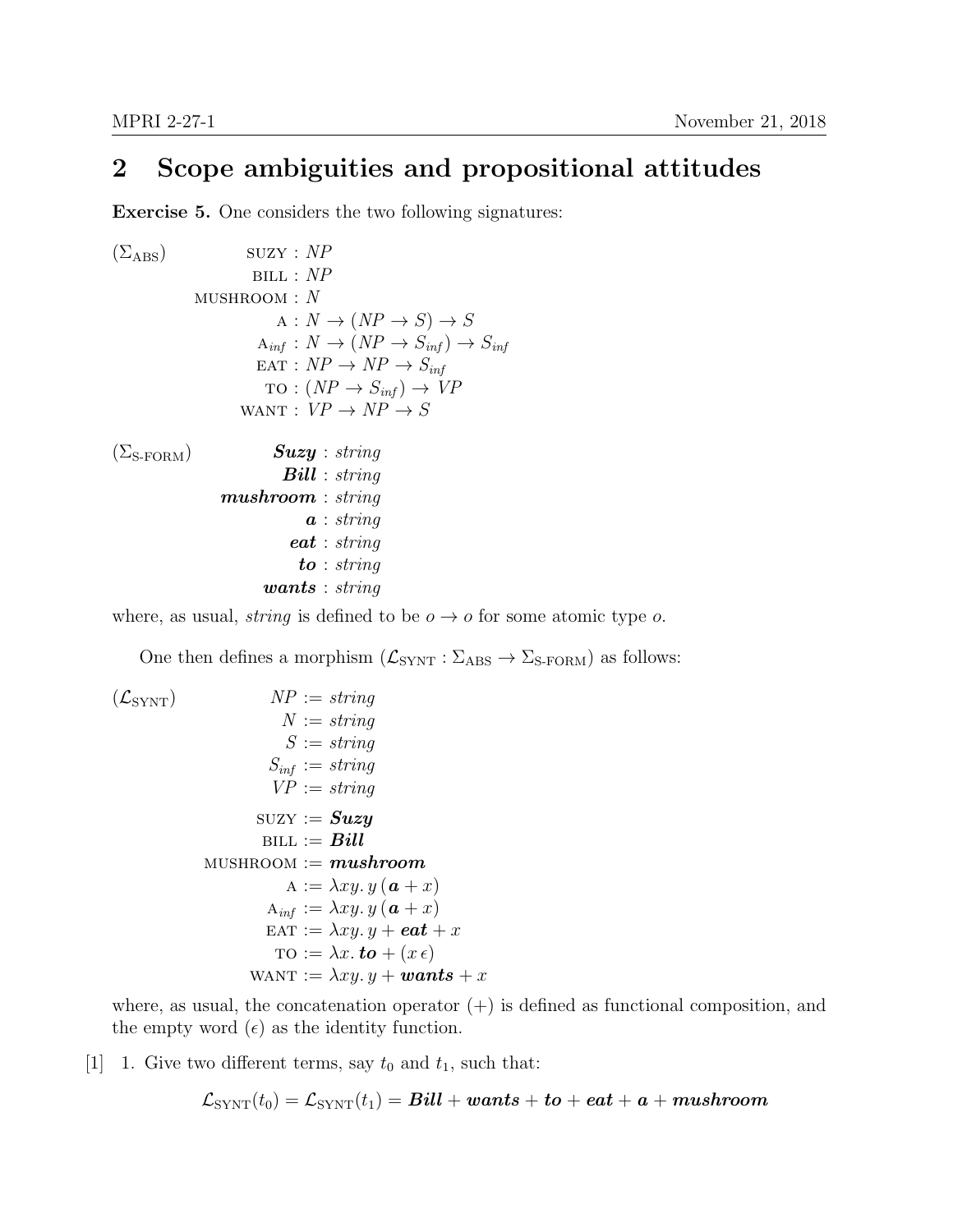## 2 Scope ambiguities and propositional attitudes

**Exercise 5.** One considers the two following signatures:

$$
(\Sigma_{\text{ABS}}) \qquad
\begin{aligned}
\textsc{suzy} &: NP \\
\textsc{bill} &: NP \\
\textsc{mushroom} &: N \\
\textsc{a} &: N \to (NP \to S) \to S \\
\textsc{a}_{inf} &: N \to (NP \to S_{inf}) \to S_{inf} \\
\textsc{eat} &: NP \to NP \to S_{inf} \\
\textsc{to} &: (NP \to S_{inf}) \to VP \\
\textsc{want} &: VP \to NP \to S
\end{aligned}
$$

$$
(\Sigma_{\text{S-FORM}}) \qquad
\begin{aligned}
\boldsymbol{Suzy} &: string \\
\boldsymbol{Bill} &: string \\
\boldsymbol{mushroom} &: string \\
\boldsymbol{a} &: string \\
\boldsymbol{eat} &: string \\
\boldsymbol{to} &: string \\
\boldsymbol{wants} &: string
\end{aligned}
$$

where, as usual, *string* is defined to be $o \to o$ for some atomic type $o$.

One then defines a morphism ($\mathcal{L}_{\text{SYNT}} : \Sigma_{\text{ABS}} \to \Sigma_{\text{S-FORM}}$) as follows:

$$
(\mathcal{L}_{\text{SYNT}}) \qquad
\begin{aligned}
NP &:= string \\
N &:= string \\
S &:= string \\
S_{inf} &:= string \\
VP &:= string \\
\\
\textsc{suzy} &:= \boldsymbol{Suzy} \\
\textsc{bill} &:= \boldsymbol{Bill} \\
\textsc{mushroom} &:= \boldsymbol{mushroom} \\
\textsc{a} &:= \lambda xy.\, y\,(\boldsymbol{a} + x) \\
\textsc{a}_{inf} &:= \lambda xy.\, y\,(\boldsymbol{a} + x) \\
\textsc{eat} &:= \lambda xy.\, y + \boldsymbol{eat} + x \\
\textsc{to} &:= \lambda x.\, \boldsymbol{to} + (x\,\epsilon) \\
\textsc{want} &:= \lambda xy.\, y + \boldsymbol{wants} + x
\end{aligned}
$$

where, as usual, the concatenation operator $(+)$ is defined as functional composition, and the empty word $(\epsilon)$ as the identity function.

[1] 1. Give two different terms, say $t_0$ and $t_1$, such that:

$$\mathcal{L}_{\text{SYNT}}(t_0) = \mathcal{L}_{\text{SYNT}}(t_1) = \boldsymbol{Bill} + \boldsymbol{wants} + \boldsymbol{to} + \boldsymbol{eat} + \boldsymbol{a} + \boldsymbol{mushroom}$$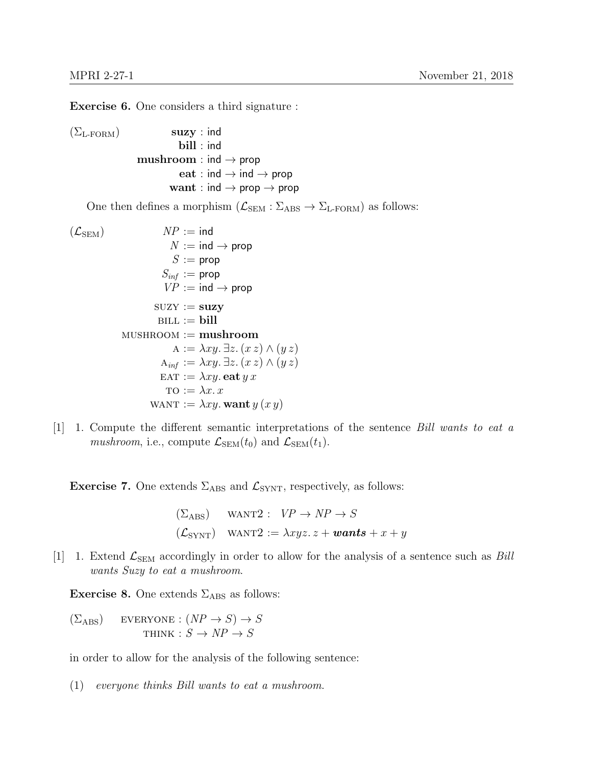**Exercise 6.** One considers a third signature :

$$
(\Sigma_{\text{L-FORM}}) \qquad
\begin{aligned}
\mathbf{suzy} &: \mathsf{ind} \\
\mathbf{bill} &: \mathsf{ind} \\
\mathbf{mushroom} &: \mathsf{ind} \to \mathsf{prop} \\
\mathbf{eat} &: \mathsf{ind} \to \mathsf{ind} \to \mathsf{prop} \\
\mathbf{want} &: \mathsf{ind} \to \mathsf{prop} \to \mathsf{prop}
\end{aligned}
$$

One then defines a morphism ($\mathcal{L}_{\text{SEM}} : \Sigma_{\text{ABS}} \to \Sigma_{\text{L-FORM}}$) as follows:

$$
(\mathcal{L}_{\text{SEM}}) \qquad
\begin{aligned}
NP &:= \mathsf{ind} \\
N &:= \mathsf{ind} \to \mathsf{prop} \\
S &:= \mathsf{prop} \\
S_{inf} &:= \mathsf{prop} \\
VP &:= \mathsf{ind} \to \mathsf{prop} \\
\text{SUZY} &:= \mathbf{suzy} \\
\text{BILL} &:= \mathbf{bill} \\
\text{MUSHROOM} &:= \mathbf{mushroom} \\
\text{A} &:= \lambda xy.\, \exists z.\, (x\, z) \wedge (y\, z) \\
\text{A}_{inf} &:= \lambda xy.\, \exists z.\, (x\, z) \wedge (y\, z) \\
\text{EAT} &:= \lambda xy.\, \mathbf{eat}\, y\, x \\
\text{TO} &:= \lambda x.\, x \\
\text{WANT} &:= \lambda xy.\, \mathbf{want}\, y\, (x\, y)
\end{aligned}
$$

[1] 1. Compute the different semantic interpretations of the sentence *Bill wants to eat a mushroom*, i.e., compute $\mathcal{L}_{\text{SEM}}(t_0)$ and $\mathcal{L}_{\text{SEM}}(t_1)$.

**Exercise 7.** One extends $\Sigma_{\text{ABS}}$ and $\mathcal{L}_{\text{SYNT}}$, respectively, as follows:

$$
\begin{aligned}
&(\Sigma_{\text{ABS}}) \quad \text{WANT2} : \; VP \to NP \to S \\
&(\mathcal{L}_{\text{SYNT}}) \quad \text{WANT2} := \lambda xyz.\, z + \textit{\textbf{wants}} + x + y
\end{aligned}
$$

[1] 1. Extend $\mathcal{L}_{\text{SEM}}$ accordingly in order to allow for the analysis of a sentence such as *Bill wants Suzy to eat a mushroom*.

**Exercise 8.** One extends $\Sigma_{\text{ABS}}$ as follows:

$$
(\Sigma_{\text{ABS}}) \qquad
\begin{aligned}
\text{EVERYONE} &: (NP \to S) \to S \\
\text{THINK} &: S \to NP \to S
\end{aligned}
$$

in order to allow for the analysis of the following sentence:

(1) *everyone thinks Bill wants to eat a mushroom.*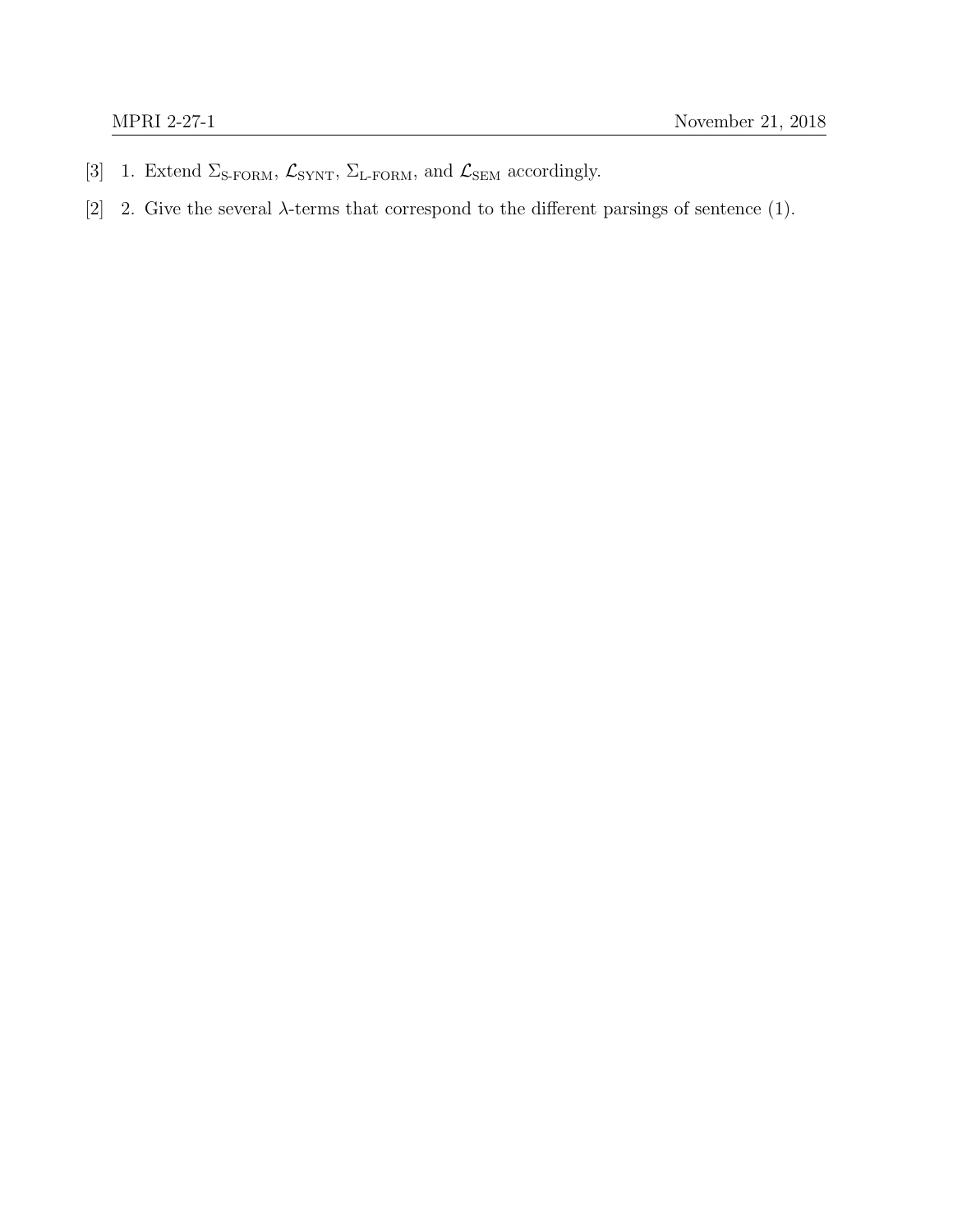[3] 1. Extend $\Sigma_{\text{S-FORM}}$, $\mathcal{L}_{\text{SYNT}}$, $\Sigma_{\text{L-FORM}}$, and $\mathcal{L}_{\text{SEM}}$ accordingly.

[2] 2. Give the several $\lambda$-terms that correspond to the different parsings of sentence (1).